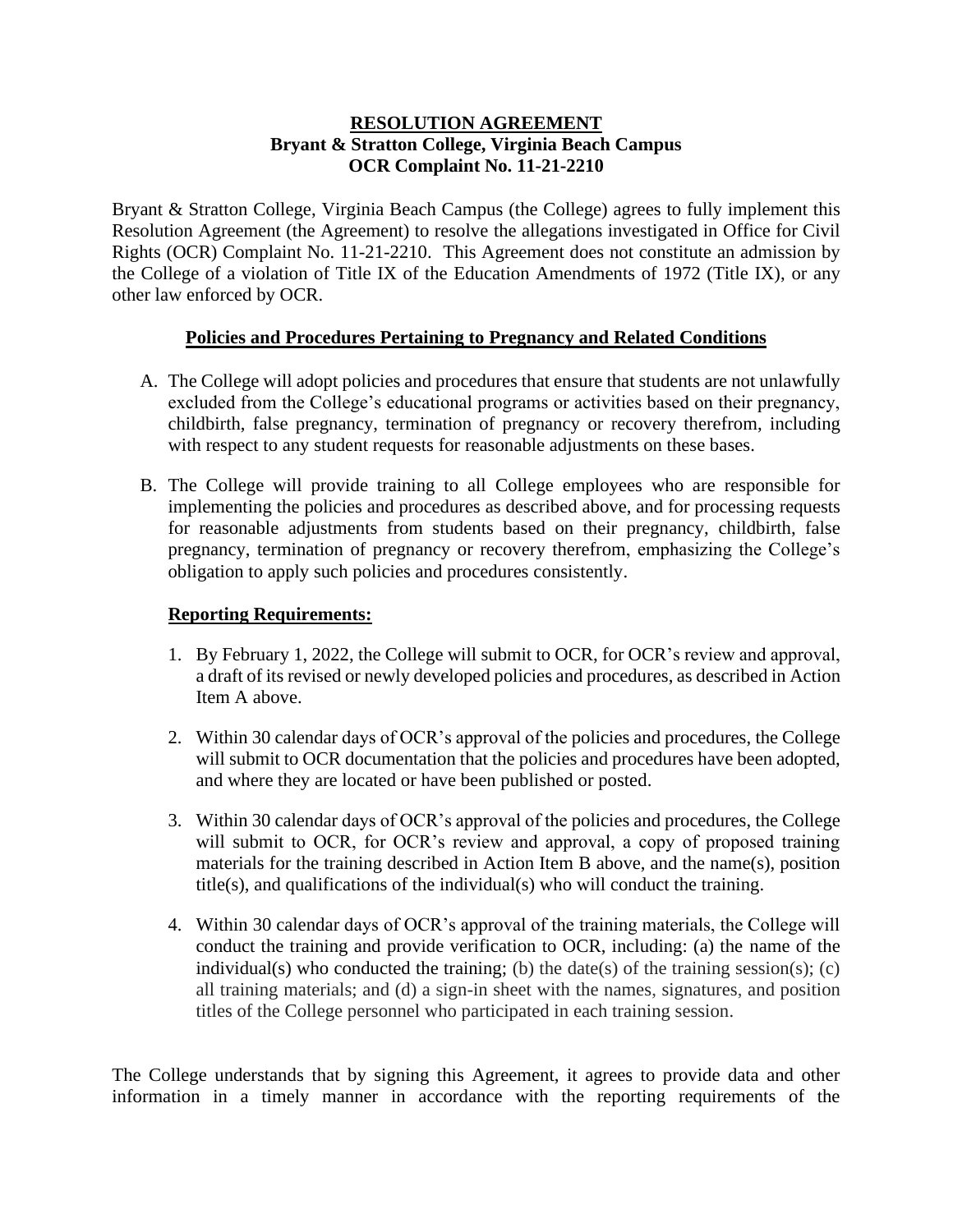**RESOLUTION AGREEMENT**
**Bryant & Stratton College, Virginia Beach Campus**
**OCR Complaint No. 11-21-2210**

Bryant & Stratton College, Virginia Beach Campus (the College) agrees to fully implement this Resolution Agreement (the Agreement) to resolve the allegations investigated in Office for Civil Rights (OCR) Complaint No. 11-21-2210. This Agreement does not constitute an admission by the College of a violation of Title IX of the Education Amendments of 1972 (Title IX), or any other law enforced by OCR.

**Policies and Procedures Pertaining to Pregnancy and Related Conditions**

A. The College will adopt policies and procedures that ensure that students are not unlawfully excluded from the College's educational programs or activities based on their pregnancy, childbirth, false pregnancy, termination of pregnancy or recovery therefrom, including with respect to any student requests for reasonable adjustments on these bases.

B. The College will provide training to all College employees who are responsible for implementing the policies and procedures as described above, and for processing requests for reasonable adjustments from students based on their pregnancy, childbirth, false pregnancy, termination of pregnancy or recovery therefrom, emphasizing the College's obligation to apply such policies and procedures consistently.

**Reporting Requirements:**

1. By February 1, 2022, the College will submit to OCR, for OCR's review and approval, a draft of its revised or newly developed policies and procedures, as described in Action Item A above.

2. Within 30 calendar days of OCR's approval of the policies and procedures, the College will submit to OCR documentation that the policies and procedures have been adopted, and where they are located or have been published or posted.

3. Within 30 calendar days of OCR's approval of the policies and procedures, the College will submit to OCR, for OCR's review and approval, a copy of proposed training materials for the training described in Action Item B above, and the name(s), position title(s), and qualifications of the individual(s) who will conduct the training.

4. Within 30 calendar days of OCR's approval of the training materials, the College will conduct the training and provide verification to OCR, including: (a) the name of the individual(s) who conducted the training; (b) the date(s) of the training session(s); (c) all training materials; and (d) a sign-in sheet with the names, signatures, and position titles of the College personnel who participated in each training session.

The College understands that by signing this Agreement, it agrees to provide data and other information in a timely manner in accordance with the reporting requirements of the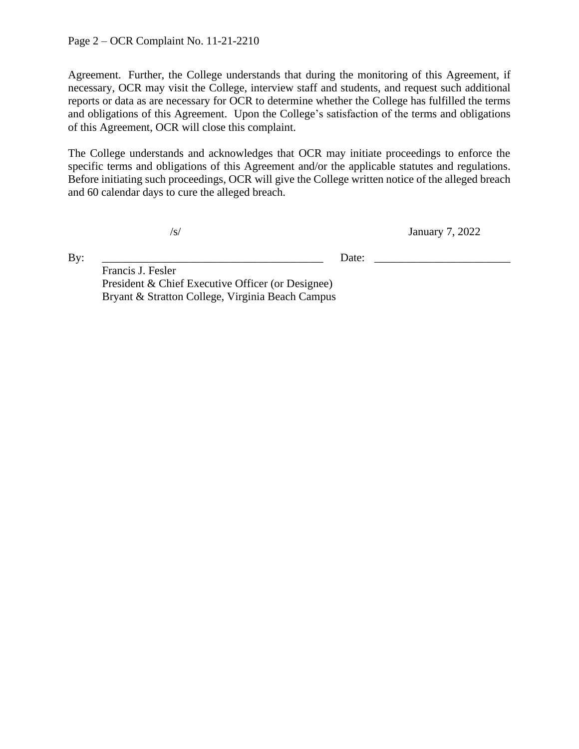Agreement. Further, the College understands that during the monitoring of this Agreement, if necessary, OCR may visit the College, interview staff and students, and request such additional reports or data as are necessary for OCR to determine whether the College has fulfilled the terms and obligations of this Agreement. Upon the College's satisfaction of the terms and obligations of this Agreement, OCR will close this complaint.

The College understands and acknowledges that OCR may initiate proceedings to enforce the specific terms and obligations of this Agreement and/or the applicable statutes and regulations. Before initiating such proceedings, OCR will give the College written notice of the alleged breach and 60 calendar days to cure the alleged breach.

/s/ January 7, 2022

By: \_\_\_\_\_\_\_\_\_\_\_\_\_\_\_\_\_\_\_\_\_\_\_\_\_\_\_\_\_\_\_\_\_\_\_\_\_\_\_\_ Date: \_\_\_\_\_\_\_\_\_\_\_\_\_\_\_\_\_\_\_\_\_\_\_\_

Francis J. Fesler
President & Chief Executive Officer (or Designee)
Bryant & Stratton College, Virginia Beach Campus